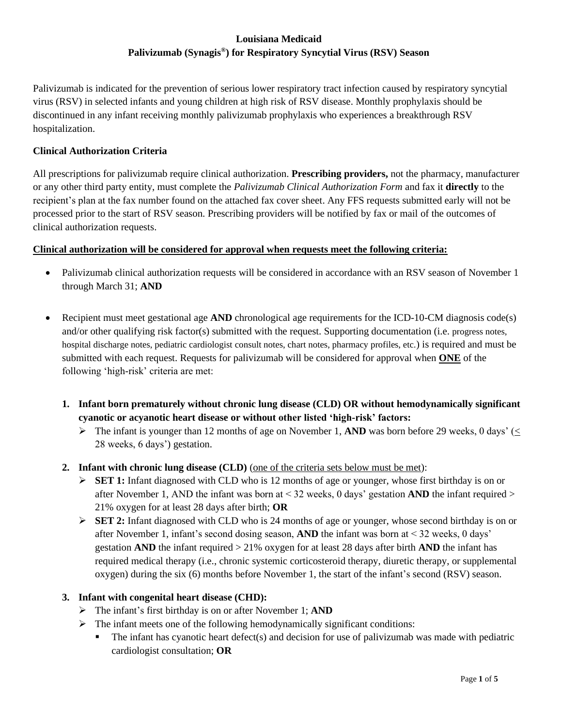**Louisiana Medicaid**
**Palivizumab (Synagis®) for Respiratory Syncytial Virus (RSV) Season**

Palivizumab is indicated for the prevention of serious lower respiratory tract infection caused by respiratory syncytial virus (RSV) in selected infants and young children at high risk of RSV disease. Monthly prophylaxis should be discontinued in any infant receiving monthly palivizumab prophylaxis who experiences a breakthrough RSV hospitalization.

**Clinical Authorization Criteria**

All prescriptions for palivizumab require clinical authorization. **Prescribing providers,** not the pharmacy, manufacturer or any other third party entity, must complete the *Palivizumab Clinical Authorization Form* and fax it **directly** to the recipient's plan at the fax number found on the attached fax cover sheet. Any FFS requests submitted early will not be processed prior to the start of RSV season. Prescribing providers will be notified by fax or mail of the outcomes of clinical authorization requests.

**Clinical authorization will be considered for approval when requests meet the following criteria:**

- Palivizumab clinical authorization requests will be considered in accordance with an RSV season of November 1 through March 31; **AND**

- Recipient must meet gestational age **AND** chronological age requirements for the ICD-10-CM diagnosis code(s) and/or other qualifying risk factor(s) submitted with the request. Supporting documentation (i.e. progress notes, hospital discharge notes, pediatric cardiologist consult notes, chart notes, pharmacy profiles, etc.) is required and must be submitted with each request. Requests for palivizumab will be considered for approval when **ONE** of the following 'high-risk' criteria are met:

  1. **Infant born prematurely without chronic lung disease (CLD) OR without hemodynamically significant cyanotic or acyanotic heart disease or without other listed 'high-risk' factors:**
     - The infant is younger than 12 months of age on November 1, **AND** was born before 29 weeks, 0 days' (≤ 28 weeks, 6 days') gestation.

  2. **Infant with chronic lung disease (CLD)** (one of the criteria sets below must be met):
     - **SET 1:** Infant diagnosed with CLD who is 12 months of age or younger, whose first birthday is on or after November 1, AND the infant was born at < 32 weeks, 0 days' gestation **AND** the infant required > 21% oxygen for at least 28 days after birth; **OR**
     - **SET 2:** Infant diagnosed with CLD who is 24 months of age or younger, whose second birthday is on or after November 1, infant's second dosing season, **AND** the infant was born at < 32 weeks, 0 days' gestation **AND** the infant required > 21% oxygen for at least 28 days after birth **AND** the infant has required medical therapy (i.e., chronic systemic corticosteroid therapy, diuretic therapy, or supplemental oxygen) during the six (6) months before November 1, the start of the infant's second (RSV) season.

  3. **Infant with congenital heart disease (CHD):**
     - The infant's first birthday is on or after November 1; **AND**
     - The infant meets one of the following hemodynamically significant conditions:
       - The infant has cyanotic heart defect(s) and decision for use of palivizumab was made with pediatric cardiologist consultation; **OR**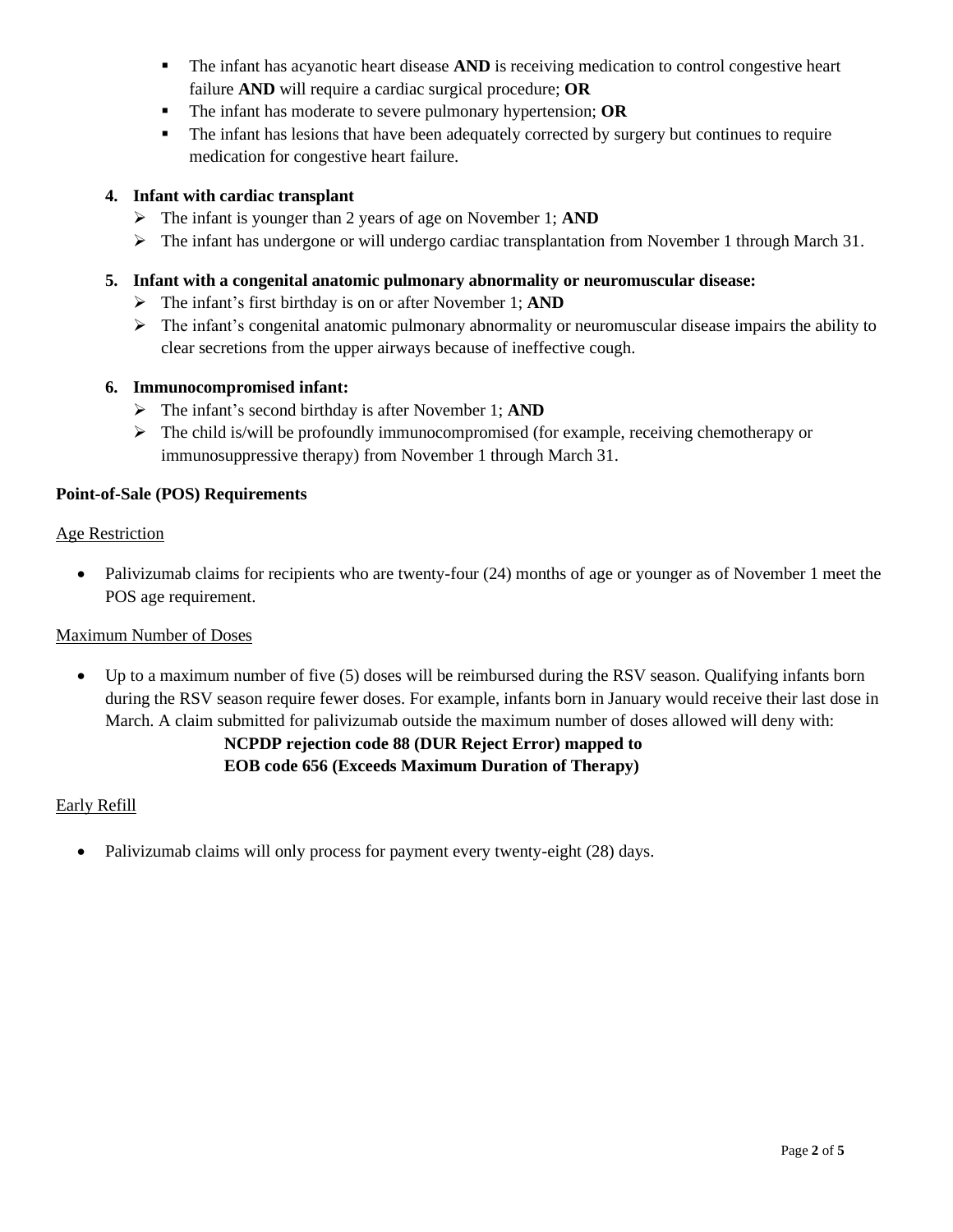- The infant has acyanotic heart disease **AND** is receiving medication to control congestive heart failure **AND** will require a cardiac surgical procedure; **OR**
   - The infant has moderate to severe pulmonary hypertension; **OR**
   - The infant has lesions that have been adequately corrected by surgery but continues to require medication for congestive heart failure.

4. **Infant with cardiac transplant**
   - The infant is younger than 2 years of age on November 1; **AND**
   - The infant has undergone or will undergo cardiac transplantation from November 1 through March 31.

5. **Infant with a congenital anatomic pulmonary abnormality or neuromuscular disease:**
   - The infant's first birthday is on or after November 1; **AND**
   - The infant's congenital anatomic pulmonary abnormality or neuromuscular disease impairs the ability to clear secretions from the upper airways because of ineffective cough.

6. **Immunocompromised infant:**
   - The infant's second birthday is after November 1; **AND**
   - The child is/will be profoundly immunocompromised (for example, receiving chemotherapy or immunosuppressive therapy) from November 1 through March 31.

**Point-of-Sale (POS) Requirements**

Age Restriction

- Palivizumab claims for recipients who are twenty-four (24) months of age or younger as of November 1 meet the POS age requirement.

Maximum Number of Doses

- Up to a maximum number of five (5) doses will be reimbursed during the RSV season. Qualifying infants born during the RSV season require fewer doses. For example, infants born in January would receive their last dose in March. A claim submitted for palivizumab outside the maximum number of doses allowed will deny with:

  **NCPDP rejection code 88 (DUR Reject Error) mapped to**
  **EOB code 656 (Exceeds Maximum Duration of Therapy)**

Early Refill

- Palivizumab claims will only process for payment every twenty-eight (28) days.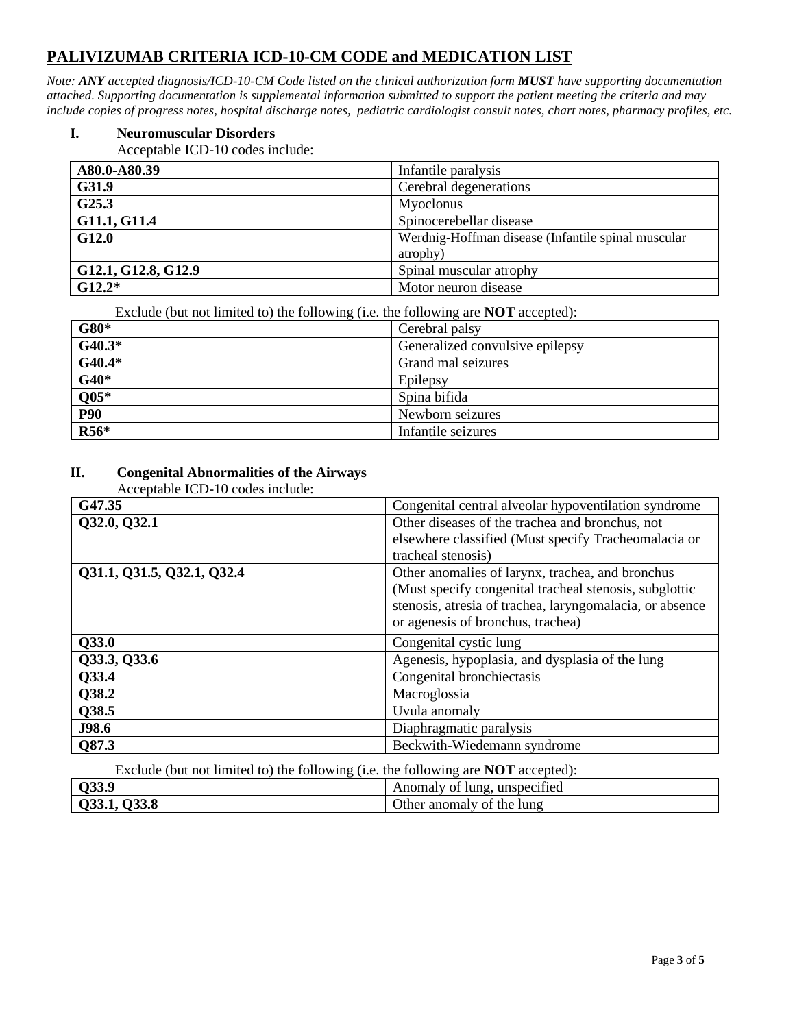# PALIVIZUMAB CRITERIA ICD-10-CM CODE and MEDICATION LIST

*Note: **ANY** accepted diagnosis/ICD-10-CM Code listed on the clinical authorization form **MUST** have supporting documentation attached. Supporting documentation is supplemental information submitted to support the patient meeting the criteria and may include copies of progress notes, hospital discharge notes, pediatric cardiologist consult notes, chart notes, pharmacy profiles, etc.*

## I. Neuromuscular Disorders

Acceptable ICD-10 codes include:

| **A80.0-A80.39** | Infantile paralysis |
|---|---|
| **G31.9** | Cerebral degenerations |
| **G25.3** | Myoclonus |
| **G11.1, G11.4** | Spinocerebellar disease |
| **G12.0** | Werdnig-Hoffman disease (Infantile spinal muscular atrophy) |
| **G12.1, G12.8, G12.9** | Spinal muscular atrophy |
| **G12.2*** | Motor neuron disease |

Exclude (but not limited to) the following (i.e. the following are **NOT** accepted):

| **G80*** | Cerebral palsy |
|---|---|
| **G40.3*** | Generalized convulsive epilepsy |
| **G40.4*** | Grand mal seizures |
| **G40*** | Epilepsy |
| **Q05*** | Spina bifida |
| **P90** | Newborn seizures |
| **R56*** | Infantile seizures |

## II. Congenital Abnormalities of the Airways

Acceptable ICD-10 codes include:

| **G47.35** | Congenital central alveolar hypoventilation syndrome |
|---|---|
| **Q32.0, Q32.1** | Other diseases of the trachea and bronchus, not elsewhere classified (Must specify Tracheomalacia or tracheal stenosis) |
| **Q31.1, Q31.5, Q32.1, Q32.4** | Other anomalies of larynx, trachea, and bronchus (Must specify congenital tracheal stenosis, subglottic stenosis, atresia of trachea, laryngomalacia, or absence or agenesis of bronchus, trachea) |
| **Q33.0** | Congenital cystic lung |
| **Q33.3, Q33.6** | Agenesis, hypoplasia, and dysplasia of the lung |
| **Q33.4** | Congenital bronchiectasis |
| **Q38.2** | Macroglossia |
| **Q38.5** | Uvula anomaly |
| **J98.6** | Diaphragmatic paralysis |
| **Q87.3** | Beckwith-Wiedemann syndrome |

Exclude (but not limited to) the following (i.e. the following are **NOT** accepted):

| **Q33.9** | Anomaly of lung, unspecified |
|---|---|
| **Q33.1, Q33.8** | Other anomaly of the lung |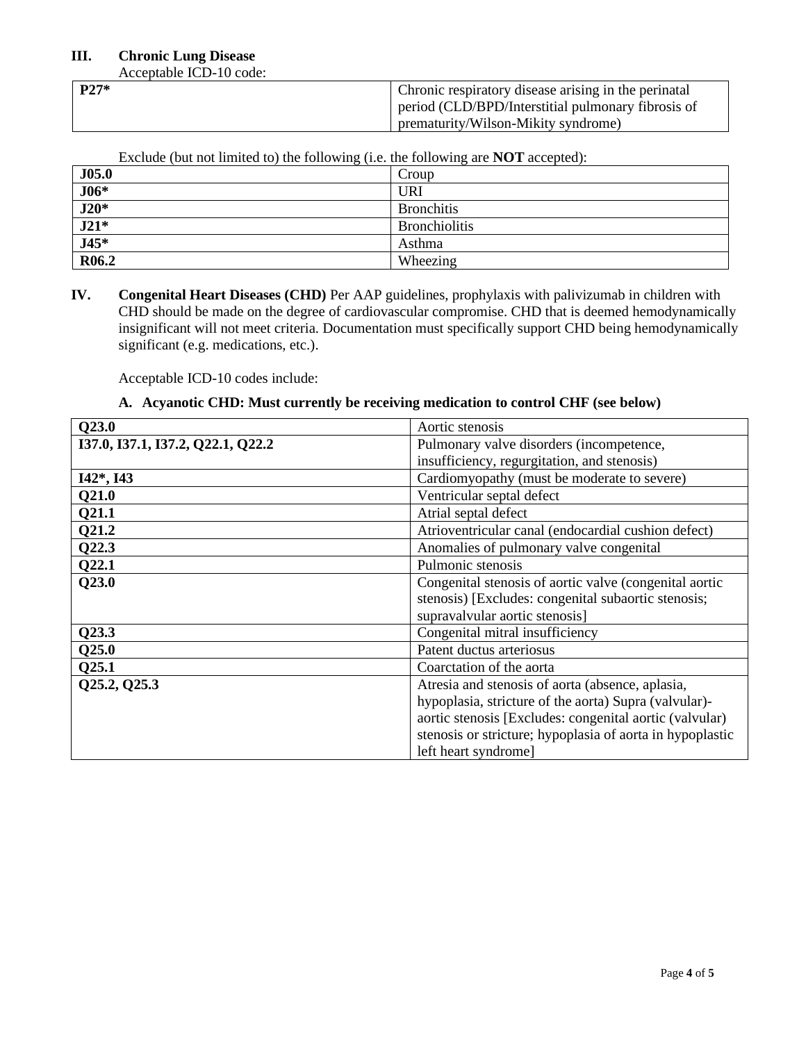### III. Chronic Lung Disease

Acceptable ICD-10 code:

| P27* | Chronic respiratory disease arising in the perinatal period (CLD/BPD/Interstitial pulmonary fibrosis of prematurity/Wilson-Mikity syndrome) |
|---|---|

Exclude (but not limited to) the following (i.e. the following are **NOT** accepted):

| J05.0 | Croup |
|---|---|
| J06* | URI |
| J20* | Bronchitis |
| J21* | Bronchiolitis |
| J45* | Asthma |
| R06.2 | Wheezing |

### IV. Congenital Heart Diseases (CHD)

**Congenital Heart Diseases (CHD)** Per AAP guidelines, prophylaxis with palivizumab in children with CHD should be made on the degree of cardiovascular compromise. CHD that is deemed hemodynamically insignificant will not meet criteria. Documentation must specifically support CHD being hemodynamically significant (e.g. medications, etc.).

Acceptable ICD-10 codes include:

**A. Acyanotic CHD: Must currently be receiving medication to control CHF (see below)**

| Q23.0 | Aortic stenosis |
|---|---|
| I37.0, I37.1, I37.2, Q22.1, Q22.2 | Pulmonary valve disorders (incompetence, insufficiency, regurgitation, and stenosis) |
| I42*, I43 | Cardiomyopathy (must be moderate to severe) |
| Q21.0 | Ventricular septal defect |
| Q21.1 | Atrial septal defect |
| Q21.2 | Atrioventricular canal (endocardial cushion defect) |
| Q22.3 | Anomalies of pulmonary valve congenital |
| Q22.1 | Pulmonic stenosis |
| Q23.0 | Congenital stenosis of aortic valve (congenital aortic stenosis) [Excludes: congenital subaortic stenosis; supravalvular aortic stenosis] |
| Q23.3 | Congenital mitral insufficiency |
| Q25.0 | Patent ductus arteriosus |
| Q25.1 | Coarctation of the aorta |
| Q25.2, Q25.3 | Atresia and stenosis of aorta (absence, aplasia, hypoplasia, stricture of the aorta) Supra (valvular)-aortic stenosis [Excludes: congenital aortic (valvular) stenosis or stricture; hypoplasia of aorta in hypoplastic left heart syndrome] |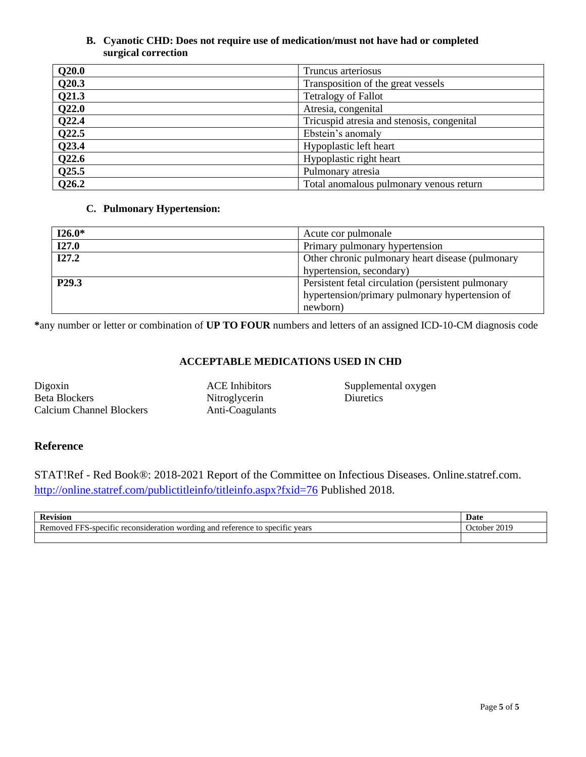### B. Cyanotic CHD: Does not require use of medication/must not have had or completed surgical correction

| | |
|---|---|
| **Q20.0** | Truncus arteriosus |
| **Q20.3** | Transposition of the great vessels |
| **Q21.3** | Tetralogy of Fallot |
| **Q22.0** | Atresia, congenital |
| **Q22.4** | Tricuspid atresia and stenosis, congenital |
| **Q22.5** | Ebstein's anomaly |
| **Q23.4** | Hypoplastic left heart |
| **Q22.6** | Hypoplastic right heart |
| **Q25.5** | Pulmonary atresia |
| **Q26.2** | Total anomalous pulmonary venous return |

### C. Pulmonary Hypertension:

| | |
|---|---|
| **I26.0*** | Acute cor pulmonale |
| **I27.0** | Primary pulmonary hypertension |
| **I27.2** | Other chronic pulmonary heart disease (pulmonary hypertension, secondary) |
| **P29.3** | Persistent fetal circulation (persistent pulmonary hypertension/primary pulmonary hypertension of newborn) |

**\***any number or letter or combination of **UP TO FOUR** numbers and letters of an assigned ICD-10-CM diagnosis code

### ACCEPTABLE MEDICATIONS USED IN CHD

- Digoxin
- Beta Blockers
- Calcium Channel Blockers
- ACE Inhibitors
- Nitroglycerin
- Anti-Coagulants
- Supplemental oxygen
- Diuretics

## Reference

STAT!Ref - Red Book®: 2018-2021 Report of the Committee on Infectious Diseases. Online.statref.com. http://online.statref.com/publictitleinfo/titleinfo.aspx?fxid=76 Published 2018.

| Revision | Date |
|---|---|
| Removed FFS-specific reconsideration wording and reference to specific years | October 2019 |
| | |